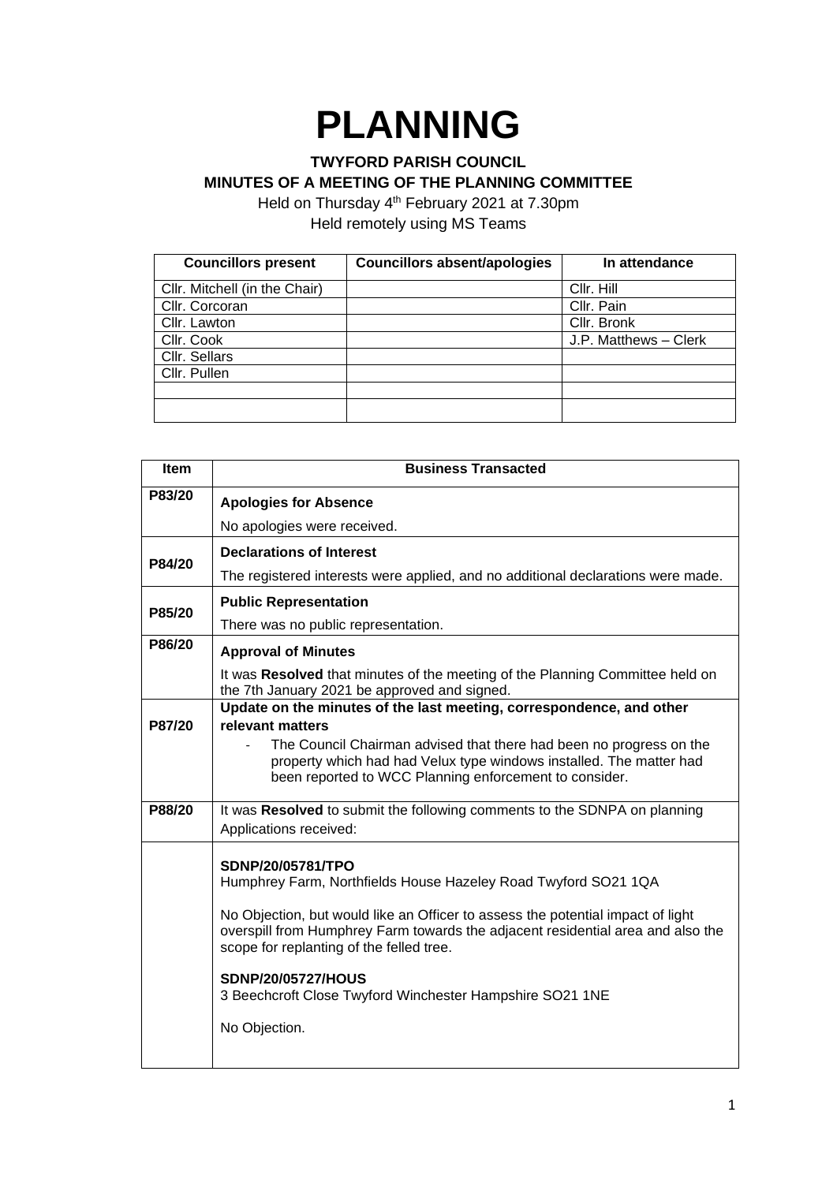# PLANNING

**TWYFORD PARISH COUNCIL**
**MINUTES OF A MEETING OF THE PLANNING COMMITTEE**

Held on Thursday 4th February 2021 at 7.30pm
Held remotely using MS Teams

| Councillors present | Councillors absent/apologies | In attendance |
|---|---|---|
| Cllr. Mitchell (in the Chair) | | Cllr. Hill |
| Cllr. Corcoran | | Cllr. Pain |
| Cllr. Lawton | | Cllr. Bronk |
| Cllr. Cook | | J.P. Matthews – Clerk |
| Cllr. Sellars | | |
| Cllr. Pullen | | |
| | | |
| | | |

| Item | Business Transacted |
|---|---|
| P83/20 | **Apologies for Absence**<br><br>No apologies were received. |
| P84/20 | **Declarations of Interest**<br><br>The registered interests were applied, and no additional declarations were made. |
| P85/20 | **Public Representation**<br><br>There was no public representation. |
| P86/20 | **Approval of Minutes**<br><br>It was **Resolved** that minutes of the meeting of the Planning Committee held on the 7th January 2021 be approved and signed. |
| P87/20 | **Update on the minutes of the last meeting, correspondence, and other relevant matters**<br><br>- The Council Chairman advised that there had been no progress on the property which had had Velux type windows installed. The matter had been reported to WCC Planning enforcement to consider. |
| P88/20 | It was **Resolved** to submit the following comments to the SDNPA on planning Applications received: |
| | **SDNP/20/05781/TPO**<br>Humphrey Farm, Northfields House Hazeley Road Twyford SO21 1QA<br><br>No Objection, but would like an Officer to assess the potential impact of light overspill from Humphrey Farm towards the adjacent residential area and also the scope for replanting of the felled tree.<br><br>**SDNP/20/05727/HOUS**<br>3 Beechcroft Close Twyford Winchester Hampshire SO21 1NE<br><br>No Objection. |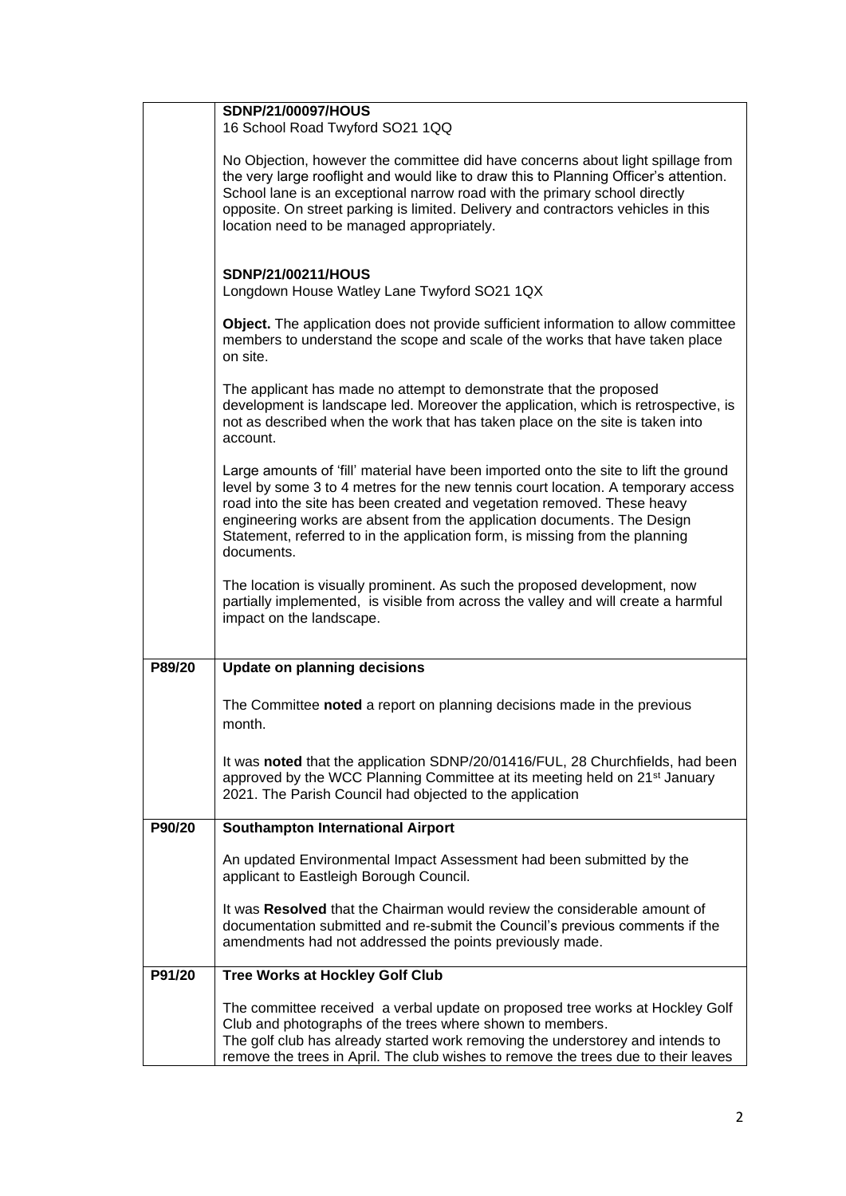| | |
|---|---|
| | **SDNP/21/00097/HOUS**<br>16 School Road Twyford SO21 1QQ<br><br>No Objection, however the committee did have concerns about light spillage from the very large rooflight and would like to draw this to Planning Officer's attention. School lane is an exceptional narrow road with the primary school directly opposite. On street parking is limited. Delivery and contractors vehicles in this location need to be managed appropriately.<br><br>**SDNP/21/00211/HOUS**<br>Longdown House Watley Lane Twyford SO21 1QX<br><br>**Object.** The application does not provide sufficient information to allow committee members to understand the scope and scale of the works that have taken place on site.<br><br>The applicant has made no attempt to demonstrate that the proposed development is landscape led. Moreover the application, which is retrospective, is not as described when the work that has taken place on the site is taken into account.<br><br>Large amounts of 'fill' material have been imported onto the site to lift the ground level by some 3 to 4 metres for the new tennis court location. A temporary access road into the site has been created and vegetation removed. These heavy engineering works are absent from the application documents. The Design Statement, referred to in the application form, is missing from the planning documents.<br><br>The location is visually prominent. As such the proposed development, now partially implemented, is visible from across the valley and will create a harmful impact on the landscape. |
| **P89/20** | **Update on planning decisions**<br><br>The Committee **noted** a report on planning decisions made in the previous month.<br><br>It was **noted** that the application SDNP/20/01416/FUL, 28 Churchfields, had been approved by the WCC Planning Committee at its meeting held on 21st January 2021. The Parish Council had objected to the application |
| **P90/20** | **Southampton International Airport**<br><br>An updated Environmental Impact Assessment had been submitted by the applicant to Eastleigh Borough Council.<br><br>It was **Resolved** that the Chairman would review the considerable amount of documentation submitted and re-submit the Council's previous comments if the amendments had not addressed the points previously made. |
| **P91/20** | **Tree Works at Hockley Golf Club**<br><br>The committee received a verbal update on proposed tree works at Hockley Golf Club and photographs of the trees where shown to members.<br>The golf club has already started work removing the understorey and intends to remove the trees in April. The club wishes to remove the trees due to their leaves |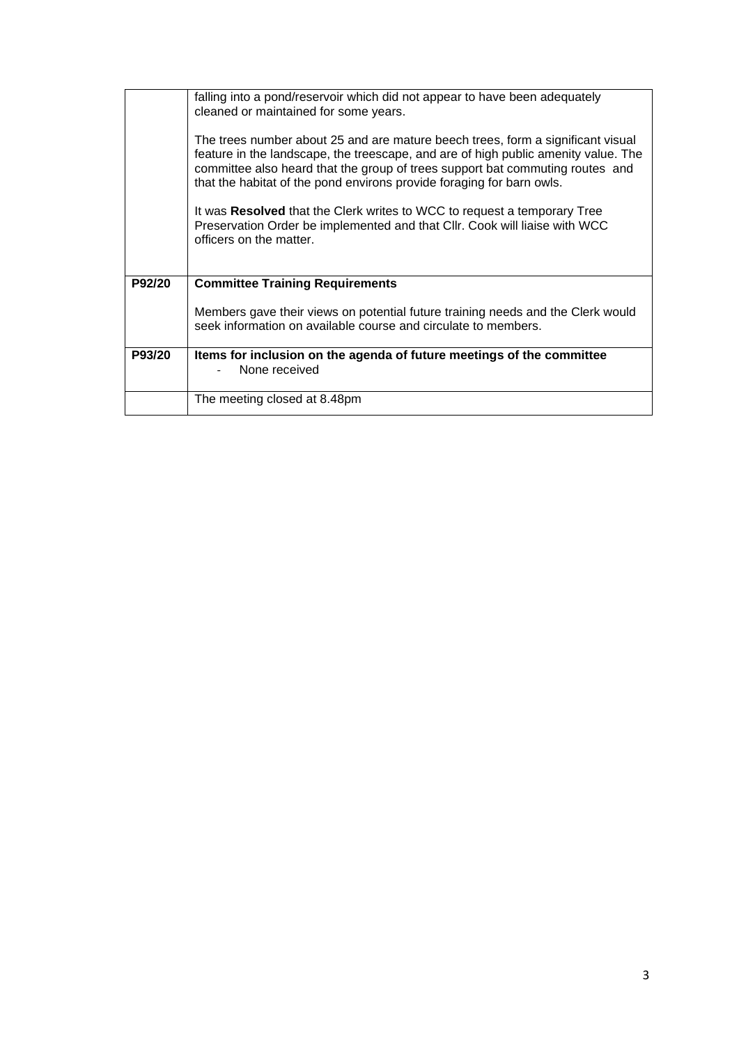| | |
|---|---|
| | falling into a pond/reservoir which did not appear to have been adequately cleaned or maintained for some years.<br><br>The trees number about 25 and are mature beech trees, form a significant visual feature in the landscape, the treescape, and are of high public amenity value. The committee also heard that the group of trees support bat commuting routes and that the habitat of the pond environs provide foraging for barn owls.<br><br>It was **Resolved** that the Clerk writes to WCC to request a temporary Tree Preservation Order be implemented and that Cllr. Cook will liaise with WCC officers on the matter. |
| **P92/20** | **Committee Training Requirements**<br><br>Members gave their views on potential future training needs and the Clerk would seek information on available course and circulate to members. |
| **P93/20** | **Items for inclusion on the agenda of future meetings of the committee**<br>- None received |
| | The meeting closed at 8.48pm |